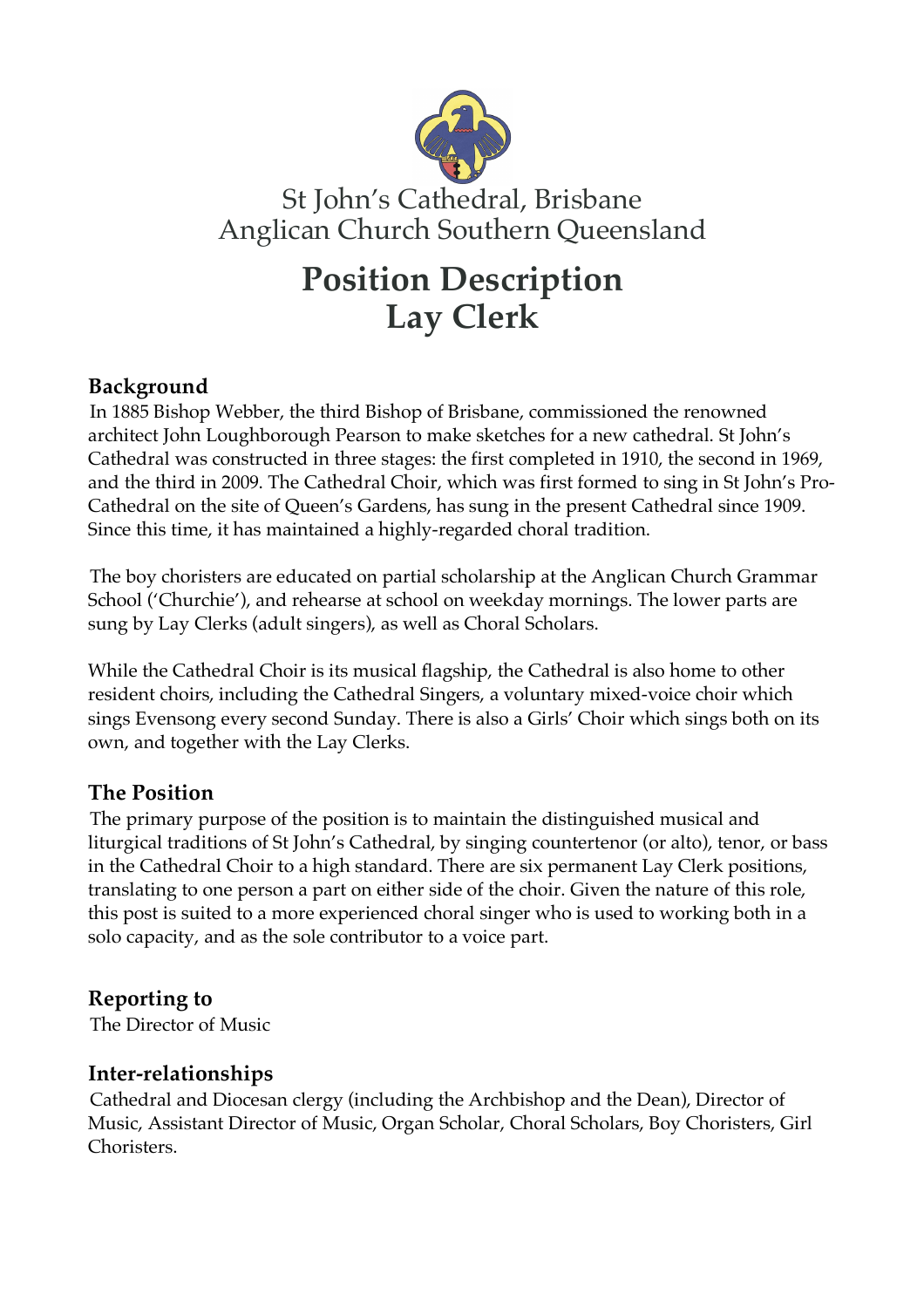St John's Cathedral, Brisbane
Anglican Church Southern Queensland

# Position Description
# Lay Clerk

## Background

In 1885 Bishop Webber, the third Bishop of Brisbane, commissioned the renowned architect John Loughborough Pearson to make sketches for a new cathedral. St John's Cathedral was constructed in three stages: the first completed in 1910, the second in 1969, and the third in 2009. The Cathedral Choir, which was first formed to sing in St John's Pro-Cathedral on the site of Queen's Gardens, has sung in the present Cathedral since 1909. Since this time, it has maintained a highly-regarded choral tradition.

The boy choristers are educated on partial scholarship at the Anglican Church Grammar School ('Churchie'), and rehearse at school on weekday mornings. The lower parts are sung by Lay Clerks (adult singers), as well as Choral Scholars.

While the Cathedral Choir is its musical flagship, the Cathedral is also home to other resident choirs, including the Cathedral Singers, a voluntary mixed-voice choir which sings Evensong every second Sunday. There is also a Girls' Choir which sings both on its own, and together with the Lay Clerks.

## The Position

The primary purpose of the position is to maintain the distinguished musical and liturgical traditions of St John's Cathedral, by singing countertenor (or alto), tenor, or bass in the Cathedral Choir to a high standard. There are six permanent Lay Clerk positions, translating to one person a part on either side of the choir. Given the nature of this role, this post is suited to a more experienced choral singer who is used to working both in a solo capacity, and as the sole contributor to a voice part.

## Reporting to

The Director of Music

## Inter-relationships

Cathedral and Diocesan clergy (including the Archbishop and the Dean), Director of Music, Assistant Director of Music, Organ Scholar, Choral Scholars, Boy Choristers, Girl Choristers.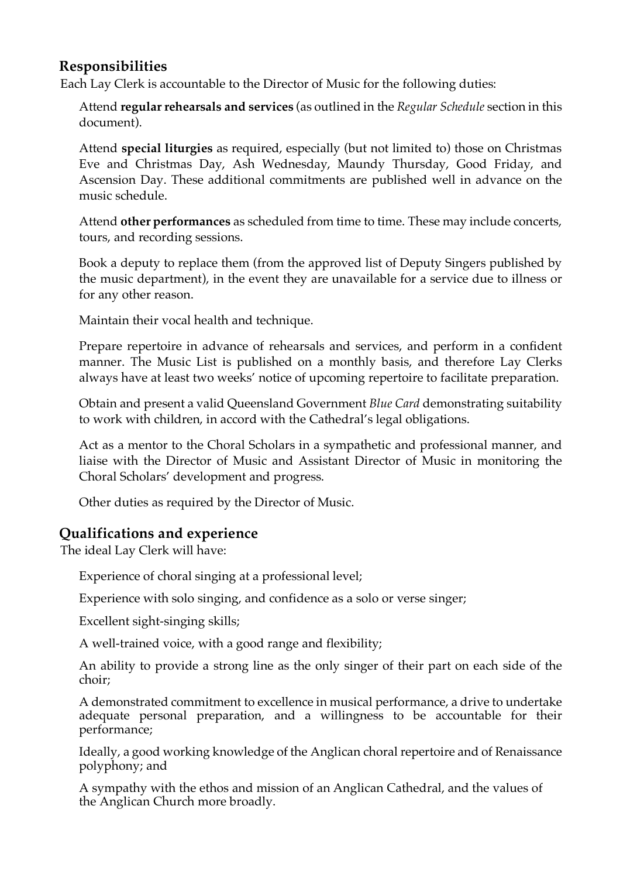## Responsibilities

Each Lay Clerk is accountable to the Director of Music for the following duties:

Attend **regular rehearsals and services** (as outlined in the *Regular Schedule* section in this document).

Attend **special liturgies** as required, especially (but not limited to) those on Christmas Eve and Christmas Day, Ash Wednesday, Maundy Thursday, Good Friday, and Ascension Day. These additional commitments are published well in advance on the music schedule.

Attend **other performances** as scheduled from time to time. These may include concerts, tours, and recording sessions.

Book a deputy to replace them (from the approved list of Deputy Singers published by the music department), in the event they are unavailable for a service due to illness or for any other reason.

Maintain their vocal health and technique.

Prepare repertoire in advance of rehearsals and services, and perform in a confident manner. The Music List is published on a monthly basis, and therefore Lay Clerks always have at least two weeks' notice of upcoming repertoire to facilitate preparation.

Obtain and present a valid Queensland Government *Blue Card* demonstrating suitability to work with children, in accord with the Cathedral's legal obligations.

Act as a mentor to the Choral Scholars in a sympathetic and professional manner, and liaise with the Director of Music and Assistant Director of Music in monitoring the Choral Scholars' development and progress.

Other duties as required by the Director of Music.

## Qualifications and experience

The ideal Lay Clerk will have:

Experience of choral singing at a professional level;

Experience with solo singing, and confidence as a solo or verse singer;

Excellent sight-singing skills;

A well-trained voice, with a good range and flexibility;

An ability to provide a strong line as the only singer of their part on each side of the choir;

A demonstrated commitment to excellence in musical performance, a drive to undertake adequate personal preparation, and a willingness to be accountable for their performance;

Ideally, a good working knowledge of the Anglican choral repertoire and of Renaissance polyphony; and

A sympathy with the ethos and mission of an Anglican Cathedral, and the values of the Anglican Church more broadly.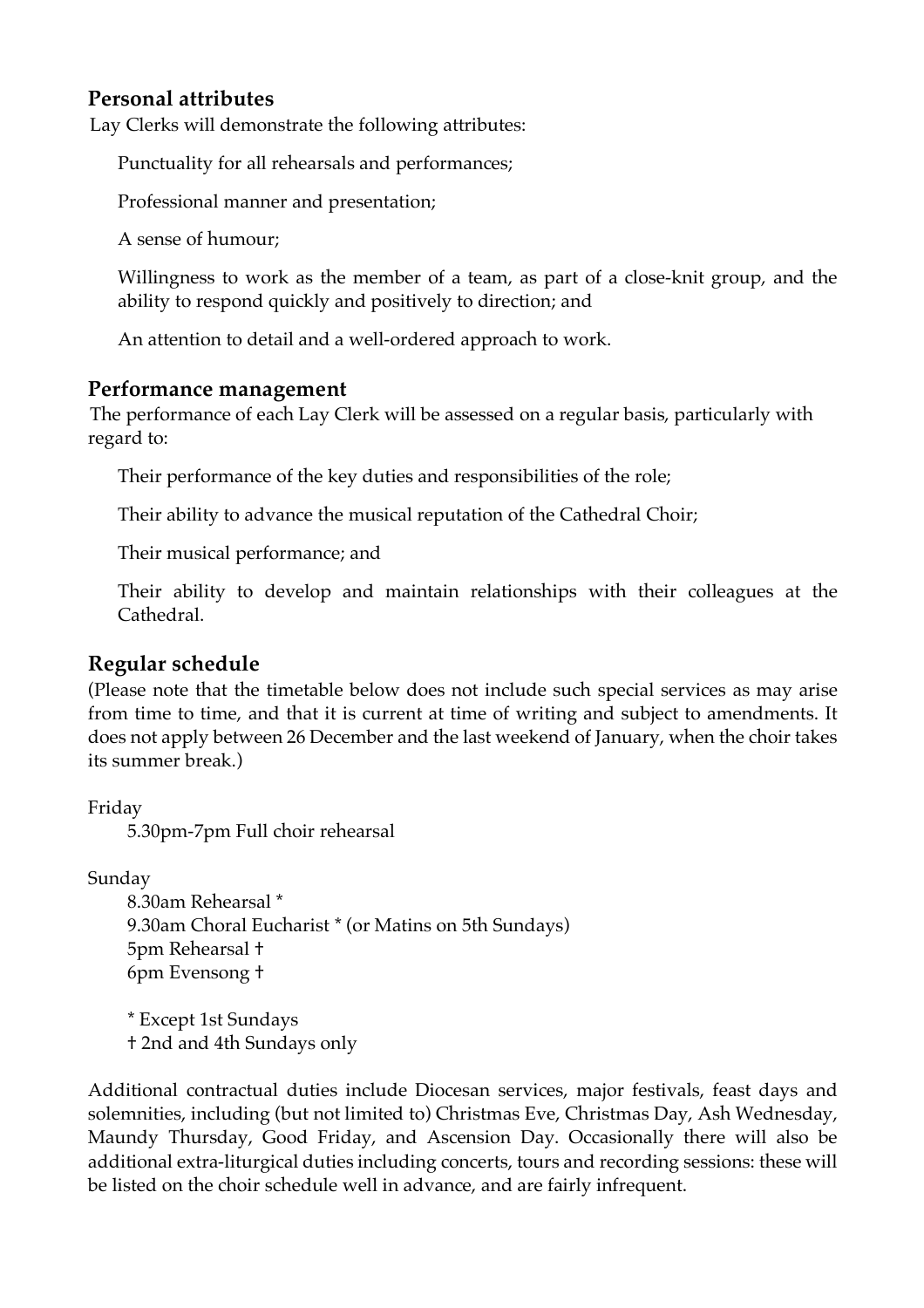## Personal attributes

Lay Clerks will demonstrate the following attributes:

Punctuality for all rehearsals and performances;

Professional manner and presentation;

A sense of humour;

Willingness to work as the member of a team, as part of a close-knit group, and the ability to respond quickly and positively to direction; and

An attention to detail and a well-ordered approach to work.

## Performance management

The performance of each Lay Clerk will be assessed on a regular basis, particularly with regard to:

Their performance of the key duties and responsibilities of the role;

Their ability to advance the musical reputation of the Cathedral Choir;

Their musical performance; and

Their ability to develop and maintain relationships with their colleagues at the Cathedral.

## Regular schedule

(Please note that the timetable below does not include such special services as may arise from time to time, and that it is current at time of writing and subject to amendments. It does not apply between 26 December and the last weekend of January, when the choir takes its summer break.)

Friday

5.30pm-7pm Full choir rehearsal

Sunday

8.30am Rehearsal *
9.30am Choral Eucharist * (or Matins on 5th Sundays)
5pm Rehearsal †
6pm Evensong †

* Except 1st Sundays
† 2nd and 4th Sundays only

Additional contractual duties include Diocesan services, major festivals, feast days and solemnities, including (but not limited to) Christmas Eve, Christmas Day, Ash Wednesday, Maundy Thursday, Good Friday, and Ascension Day. Occasionally there will also be additional extra-liturgical duties including concerts, tours and recording sessions: these will be listed on the choir schedule well in advance, and are fairly infrequent.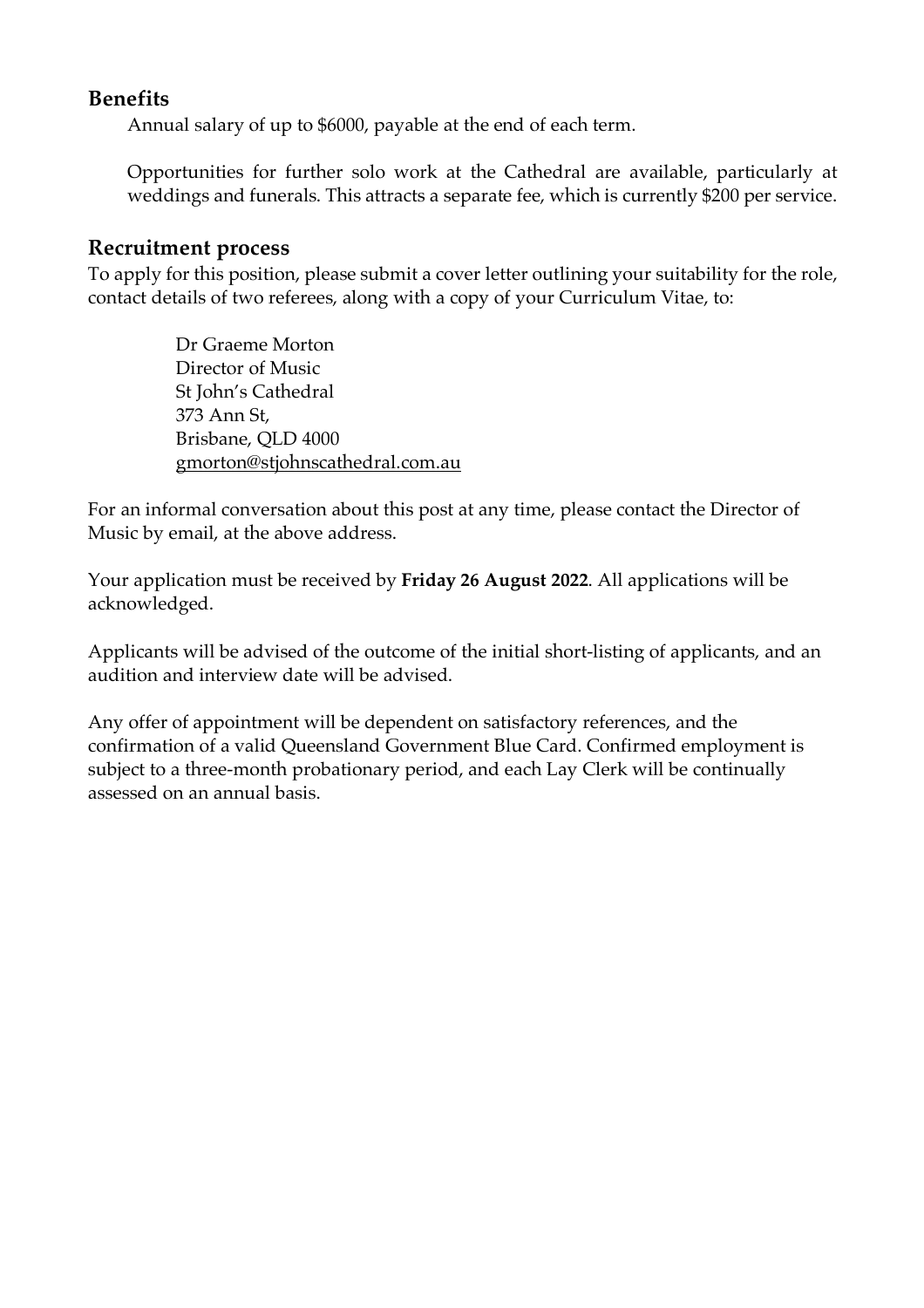## Benefits

Annual salary of up to $6000, payable at the end of each term.

Opportunities for further solo work at the Cathedral are available, particularly at weddings and funerals. This attracts a separate fee, which is currently $200 per service.

## Recruitment process

To apply for this position, please submit a cover letter outlining your suitability for the role, contact details of two referees, along with a copy of your Curriculum Vitae, to:

Dr Graeme Morton
Director of Music
St John's Cathedral
373 Ann St,
Brisbane, QLD 4000
gmorton@stjohnscathedral.com.au

For an informal conversation about this post at any time, please contact the Director of Music by email, at the above address.

Your application must be received by **Friday 26 August 2022**. All applications will be acknowledged.

Applicants will be advised of the outcome of the initial short-listing of applicants, and an audition and interview date will be advised.

Any offer of appointment will be dependent on satisfactory references, and the confirmation of a valid Queensland Government Blue Card. Confirmed employment is subject to a three-month probationary period, and each Lay Clerk will be continually assessed on an annual basis.